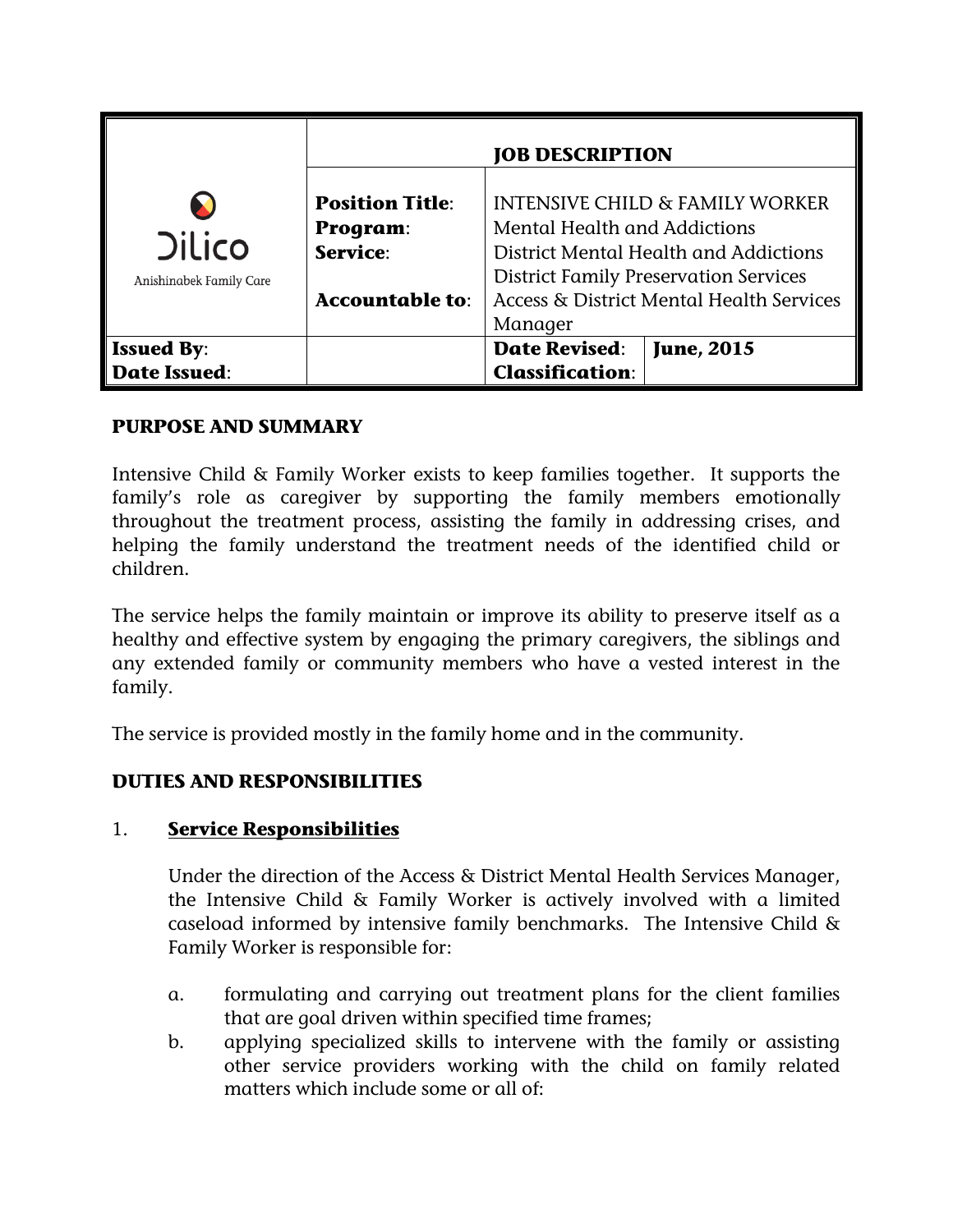| Dilico Anishinabek Family Care | **JOB DESCRIPTION** | | |
|---|---|---|---|
| | **Position Title**: | INTENSIVE CHILD & FAMILY WORKER | |
| | **Program**: | Mental Health and Addictions | |
| | **Service**: | District Mental Health and Addictions District Family Preservation Services | |
| | **Accountable to**: | Access & District Mental Health Services Manager | |
| **Issued By**: **Date Issued**: | | **Date Revised**: **Classification**: | **June, 2015** |

## PURPOSE AND SUMMARY

Intensive Child & Family Worker exists to keep families together. It supports the family's role as caregiver by supporting the family members emotionally throughout the treatment process, assisting the family in addressing crises, and helping the family understand the treatment needs of the identified child or children.

The service helps the family maintain or improve its ability to preserve itself as a healthy and effective system by engaging the primary caregivers, the siblings and any extended family or community members who have a vested interest in the family.

The service is provided mostly in the family home and in the community.

## DUTIES AND RESPONSIBILITIES

1. **Service Responsibilities**

   Under the direction of the Access & District Mental Health Services Manager, the Intensive Child & Family Worker is actively involved with a limited caseload informed by intensive family benchmarks. The Intensive Child & Family Worker is responsible for:

   a. formulating and carrying out treatment plans for the client families that are goal driven within specified time frames;
   
   b. applying specialized skills to intervene with the family or assisting other service providers working with the child on family related matters which include some or all of: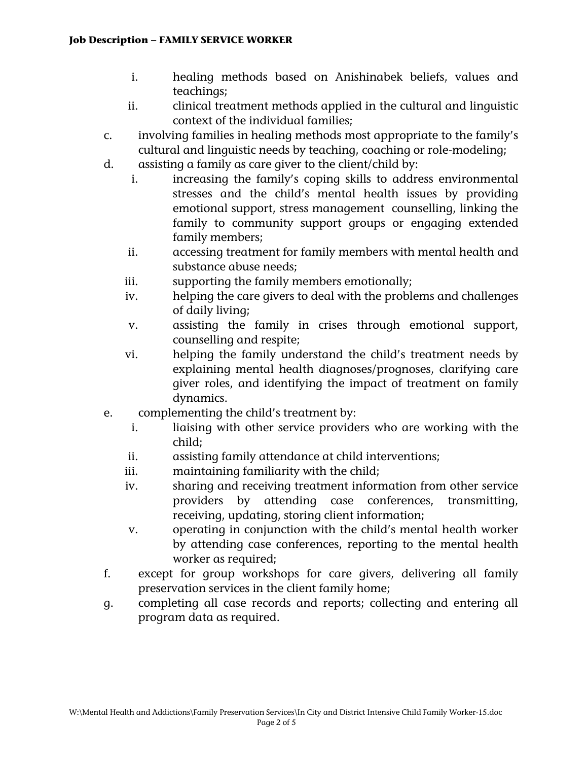i. healing methods based on Anishinabek beliefs, values and teachings;
   ii. clinical treatment methods applied in the cultural and linguistic context of the individual families;

c. involving families in healing methods most appropriate to the family's cultural and linguistic needs by teaching, coaching or role-modeling;

d. assisting a family as care giver to the client/child by:
   i. increasing the family's coping skills to address environmental stresses and the child's mental health issues by providing emotional support, stress management counselling, linking the family to community support groups or engaging extended family members;
   ii. accessing treatment for family members with mental health and substance abuse needs;
   iii. supporting the family members emotionally;
   iv. helping the care givers to deal with the problems and challenges of daily living;
   v. assisting the family in crises through emotional support, counselling and respite;
   vi. helping the family understand the child's treatment needs by explaining mental health diagnoses/prognoses, clarifying care giver roles, and identifying the impact of treatment on family dynamics.

e. complementing the child's treatment by:
   i. liaising with other service providers who are working with the child;
   ii. assisting family attendance at child interventions;
   iii. maintaining familiarity with the child;
   iv. sharing and receiving treatment information from other service providers by attending case conferences, transmitting, receiving, updating, storing client information;
   v. operating in conjunction with the child's mental health worker by attending case conferences, reporting to the mental health worker as required;

f. except for group workshops for care givers, delivering all family preservation services in the client family home;

g. completing all case records and reports; collecting and entering all program data as required.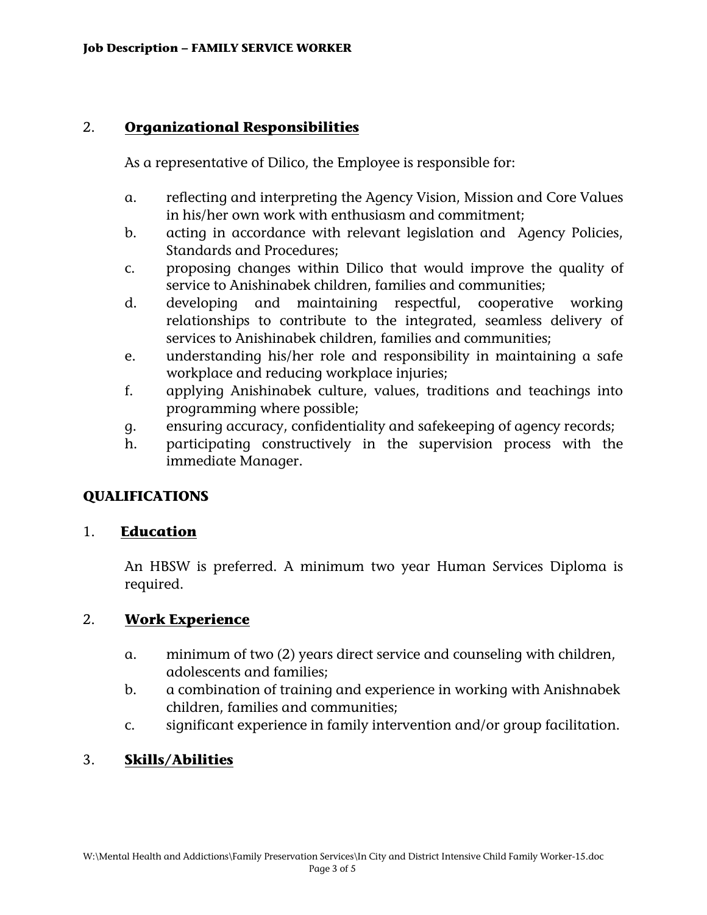## 2. Organizational Responsibilities

As a representative of Dilico, the Employee is responsible for:

a. reflecting and interpreting the Agency Vision, Mission and Core Values in his/her own work with enthusiasm and commitment;
b. acting in accordance with relevant legislation and Agency Policies, Standards and Procedures;
c. proposing changes within Dilico that would improve the quality of service to Anishinabek children, families and communities;
d. developing and maintaining respectful, cooperative working relationships to contribute to the integrated, seamless delivery of services to Anishinabek children, families and communities;
e. understanding his/her role and responsibility in maintaining a safe workplace and reducing workplace injuries;
f. applying Anishinabek culture, values, traditions and teachings into programming where possible;
g. ensuring accuracy, confidentiality and safekeeping of agency records;
h. participating constructively in the supervision process with the immediate Manager.

# QUALIFICATIONS

## 1. Education

An HBSW is preferred. A minimum two year Human Services Diploma is required.

## 2. Work Experience

a. minimum of two (2) years direct service and counseling with children, adolescents and families;
b. a combination of training and experience in working with Anishnabek children, families and communities;
c. significant experience in family intervention and/or group facilitation.

## 3. Skills/Abilities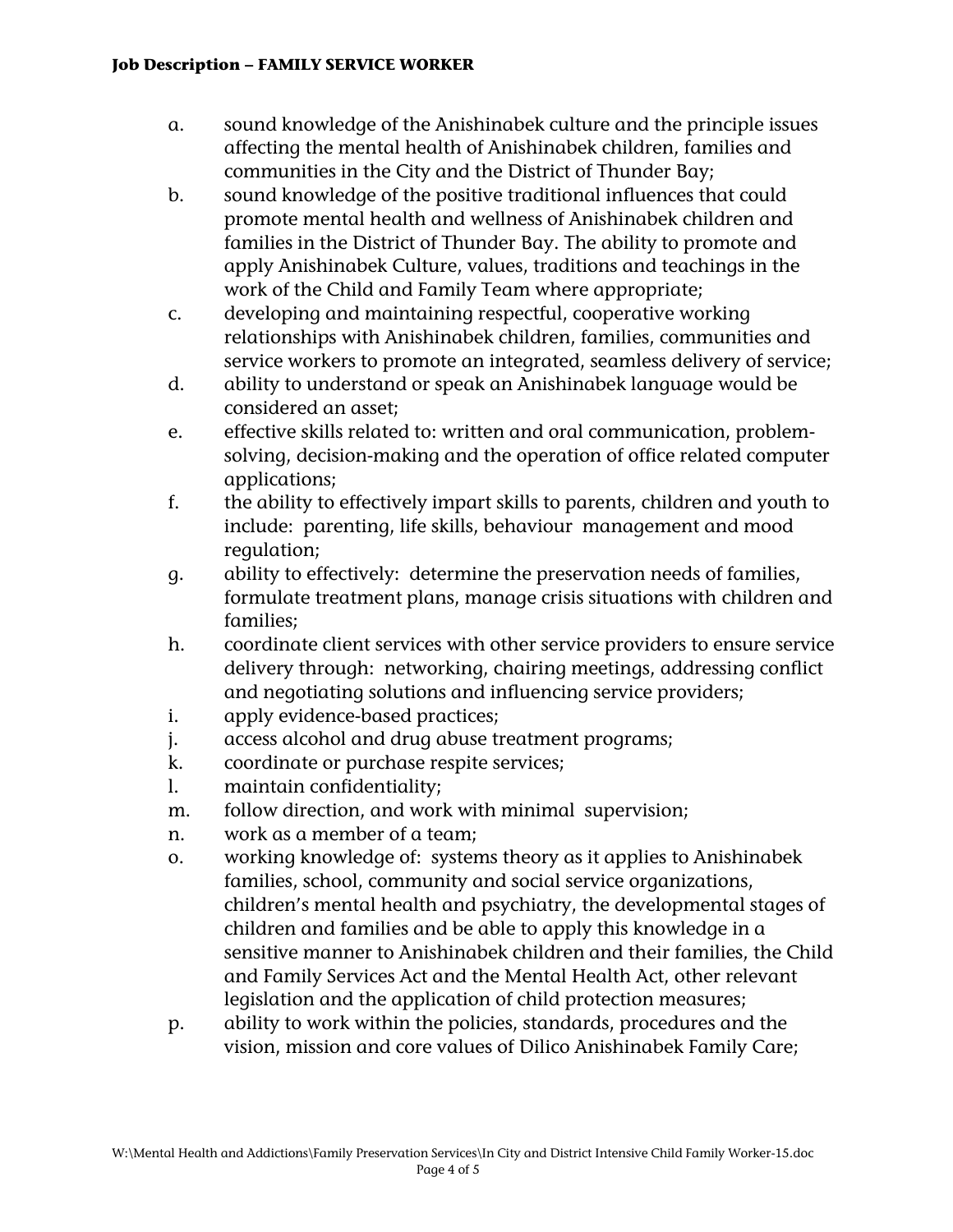a. sound knowledge of the Anishinabek culture and the principle issues affecting the mental health of Anishinabek children, families and communities in the City and the District of Thunder Bay;
b. sound knowledge of the positive traditional influences that could promote mental health and wellness of Anishinabek children and families in the District of Thunder Bay. The ability to promote and apply Anishinabek Culture, values, traditions and teachings in the work of the Child and Family Team where appropriate;
c. developing and maintaining respectful, cooperative working relationships with Anishinabek children, families, communities and service workers to promote an integrated, seamless delivery of service;
d. ability to understand or speak an Anishinabek language would be considered an asset;
e. effective skills related to: written and oral communication, problem-solving, decision-making and the operation of office related computer applications;
f. the ability to effectively impart skills to parents, children and youth to include: parenting, life skills, behaviour management and mood regulation;
g. ability to effectively: determine the preservation needs of families, formulate treatment plans, manage crisis situations with children and families;
h. coordinate client services with other service providers to ensure service delivery through: networking, chairing meetings, addressing conflict and negotiating solutions and influencing service providers;
i. apply evidence-based practices;
j. access alcohol and drug abuse treatment programs;
k. coordinate or purchase respite services;
l. maintain confidentiality;
m. follow direction, and work with minimal supervision;
n. work as a member of a team;
o. working knowledge of: systems theory as it applies to Anishinabek families, school, community and social service organizations, children's mental health and psychiatry, the developmental stages of children and families and be able to apply this knowledge in a sensitive manner to Anishinabek children and their families, the Child and Family Services Act and the Mental Health Act, other relevant legislation and the application of child protection measures;
p. ability to work within the policies, standards, procedures and the vision, mission and core values of Dilico Anishinabek Family Care;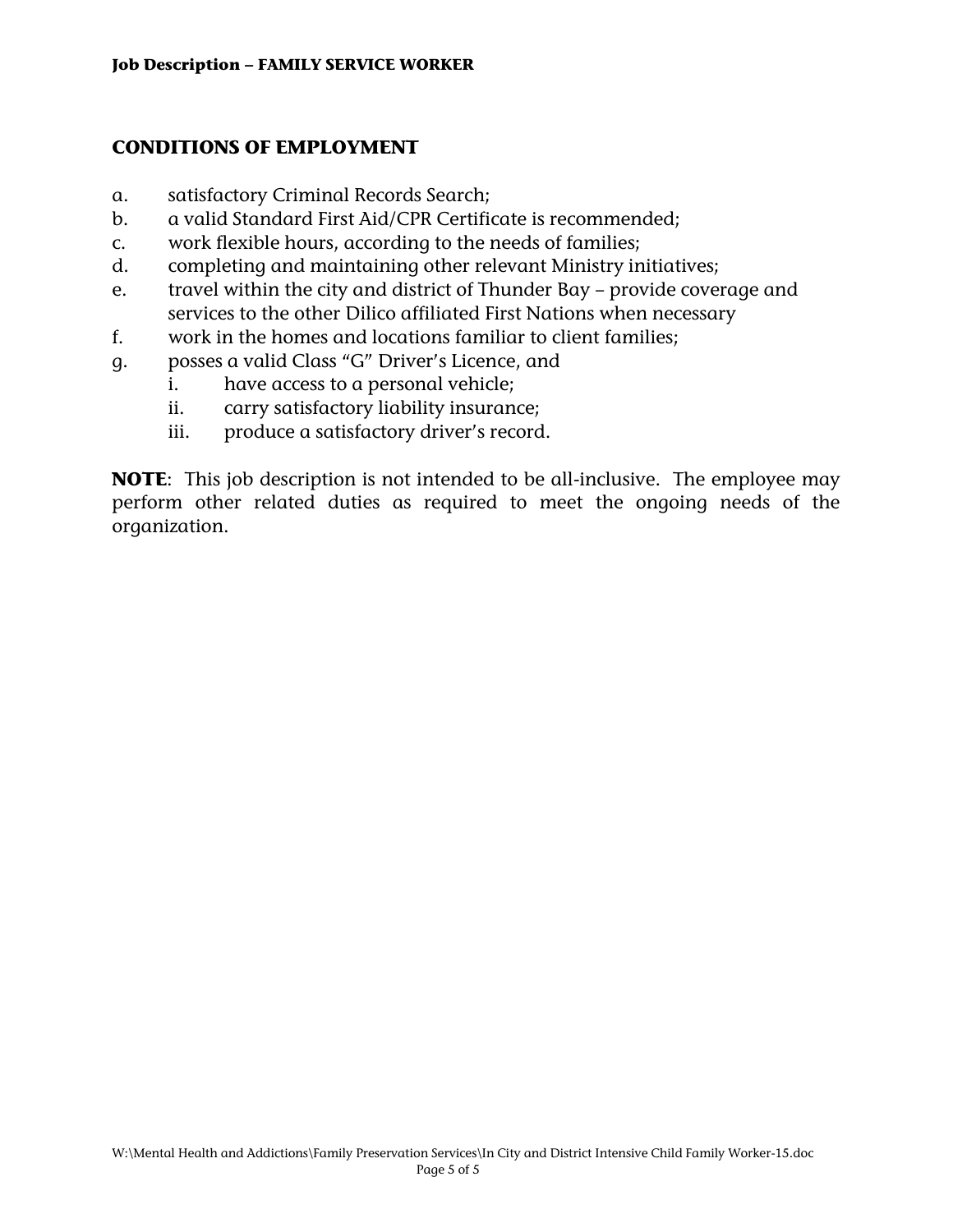## CONDITIONS OF EMPLOYMENT

a. satisfactory Criminal Records Search;
b. a valid Standard First Aid/CPR Certificate is recommended;
c. work flexible hours, according to the needs of families;
d. completing and maintaining other relevant Ministry initiatives;
e. travel within the city and district of Thunder Bay – provide coverage and services to the other Dilico affiliated First Nations when necessary
f. work in the homes and locations familiar to client families;
g. posses a valid Class "G" Driver's Licence, and
    i. have access to a personal vehicle;
    ii. carry satisfactory liability insurance;
    iii. produce a satisfactory driver's record.

**NOTE**: This job description is not intended to be all-inclusive. The employee may perform other related duties as required to meet the ongoing needs of the organization.